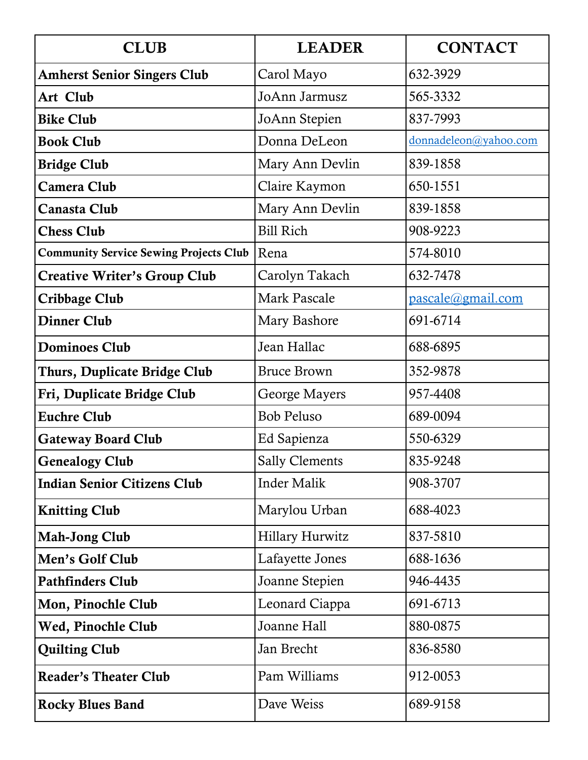| CLUB | LEADER | CONTACT |
| --- | --- | --- |
| **Amherst Senior Singers Club** | Carol Mayo | 632-3929 |
| **Art Club** | JoAnn Jarmusz | 565-3332 |
| **Bike Club** | JoAnn Stepien | 837-7993 |
| **Book Club** | Donna DeLeon | donnadeleon@yahoo.com |
| **Bridge Club** | Mary Ann Devlin | 839-1858 |
| **Camera Club** | Claire Kaymon | 650-1551 |
| **Canasta Club** | Mary Ann Devlin | 839-1858 |
| **Chess Club** | Bill Rich | 908-9223 |
| **Community Service Sewing Projects Club** | Rena | 574-8010 |
| **Creative Writer's Group Club** | Carolyn Takach | 632-7478 |
| **Cribbage Club** | Mark Pascale | pascale@gmail.com |
| **Dinner Club** | Mary Bashore | 691-6714 |
| **Dominoes Club** | Jean Hallac | 688-6895 |
| **Thurs, Duplicate Bridge Club** | Bruce Brown | 352-9878 |
| **Fri, Duplicate Bridge Club** | George Mayers | 957-4408 |
| **Euchre Club** | Bob Peluso | 689-0094 |
| **Gateway Board Club** | Ed Sapienza | 550-6329 |
| **Genealogy Club** | Sally Clements | 835-9248 |
| **Indian Senior Citizens Club** | Inder Malik | 908-3707 |
| **Knitting Club** | Marylou Urban | 688-4023 |
| **Mah-Jong Club** | Hillary Hurwitz | 837-5810 |
| **Men's Golf Club** | Lafayette Jones | 688-1636 |
| **Pathfinders Club** | Joanne Stepien | 946-4435 |
| **Mon, Pinochle Club** | Leonard Ciappa | 691-6713 |
| **Wed, Pinochle Club** | Joanne Hall | 880-0875 |
| **Quilting Club** | Jan Brecht | 836-8580 |
| **Reader's Theater Club** | Pam Williams | 912-0053 |
| **Rocky Blues Band** | Dave Weiss | 689-9158 |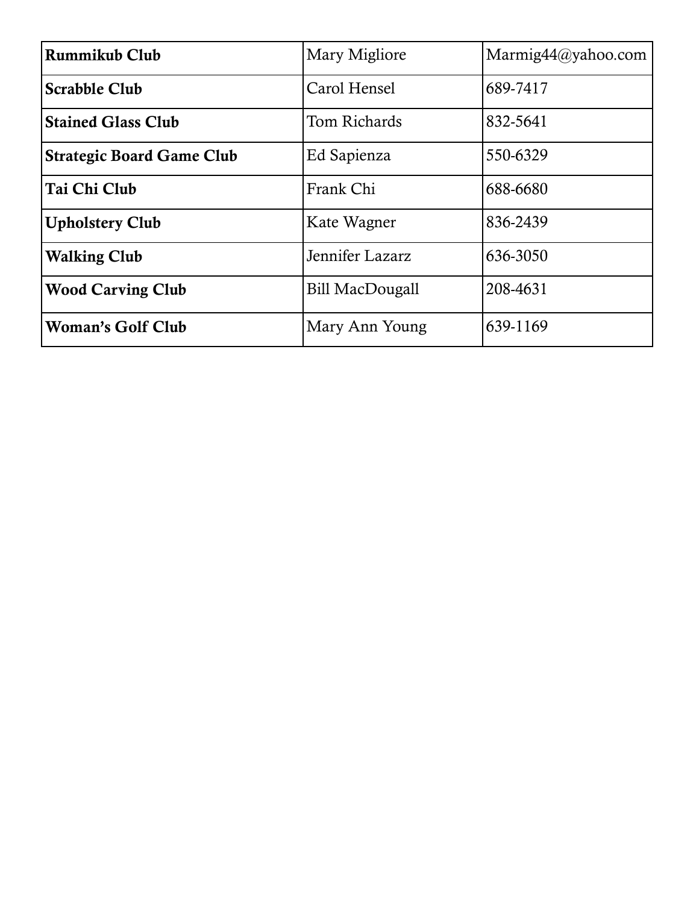| | | |
|---|---|---|
| **Rummikub Club** | Mary Migliore | Marmig44@yahoo.com |
| **Scrabble Club** | Carol Hensel | 689-7417 |
| **Stained Glass Club** | Tom Richards | 832-5641 |
| **Strategic Board Game Club** | Ed Sapienza | 550-6329 |
| **Tai Chi Club** | Frank Chi | 688-6680 |
| **Upholstery Club** | Kate Wagner | 836-2439 |
| **Walking Club** | Jennifer Lazarz | 636-3050 |
| **Wood Carving Club** | Bill MacDougall | 208-4631 |
| **Woman's Golf Club** | Mary Ann Young | 639-1169 |